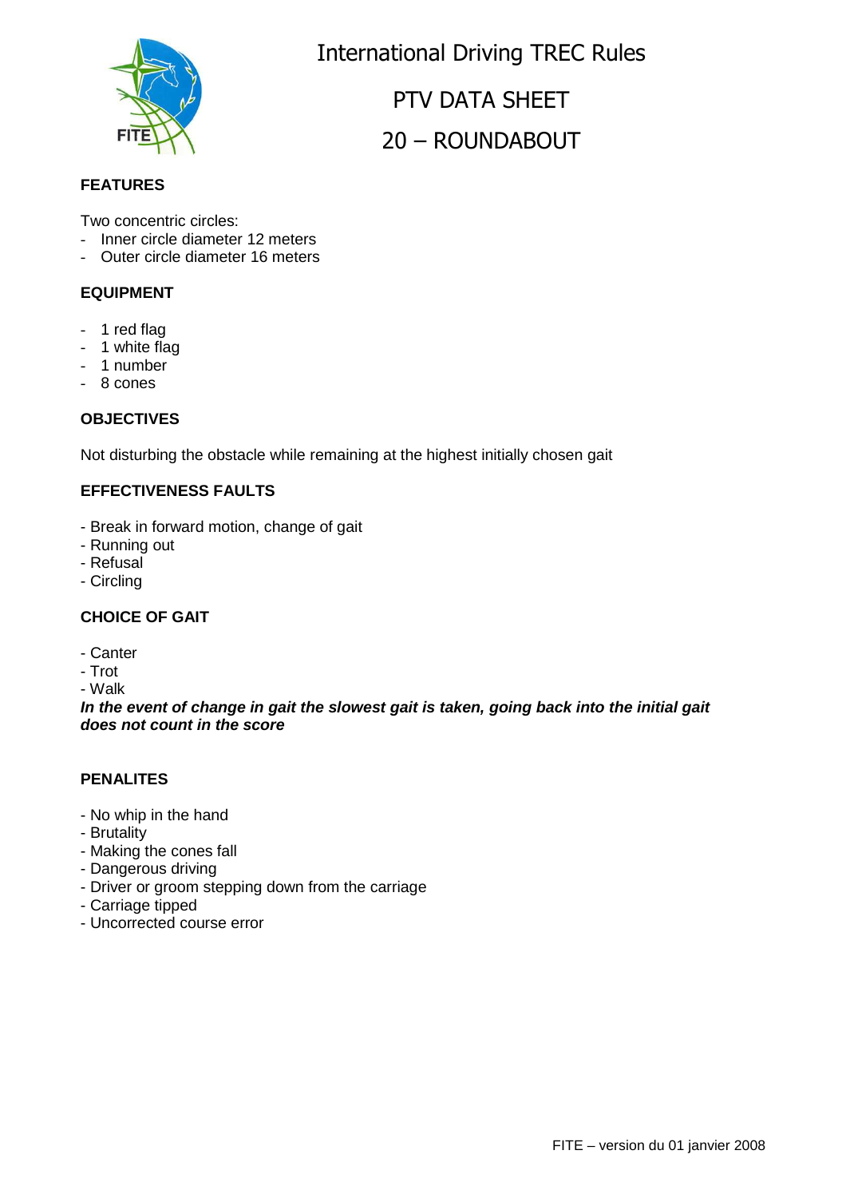# International Driving TREC Rules

## PTV DATA SHEET

## 20 – ROUNDABOUT

**FEATURES**

Two concentric circles:
- Inner circle diameter 12 meters
- Outer circle diameter 16 meters

**EQUIPMENT**

- 1 red flag
- 1 white flag
- 1 number
- 8 cones

**OBJECTIVES**

Not disturbing the obstacle while remaining at the highest initially chosen gait

**EFFECTIVENESS FAULTS**

- Break in forward motion, change of gait
- Running out
- Refusal
- Circling

**CHOICE OF GAIT**

- Canter
- Trot
- Walk

***In the event of change in gait the slowest gait is taken, going back into the initial gait does not count in the score***

**PENALITES**

- No whip in the hand
- Brutality
- Making the cones fall
- Dangerous driving
- Driver or groom stepping down from the carriage
- Carriage tipped
- Uncorrected course error

FITE – version du 01 janvier 2008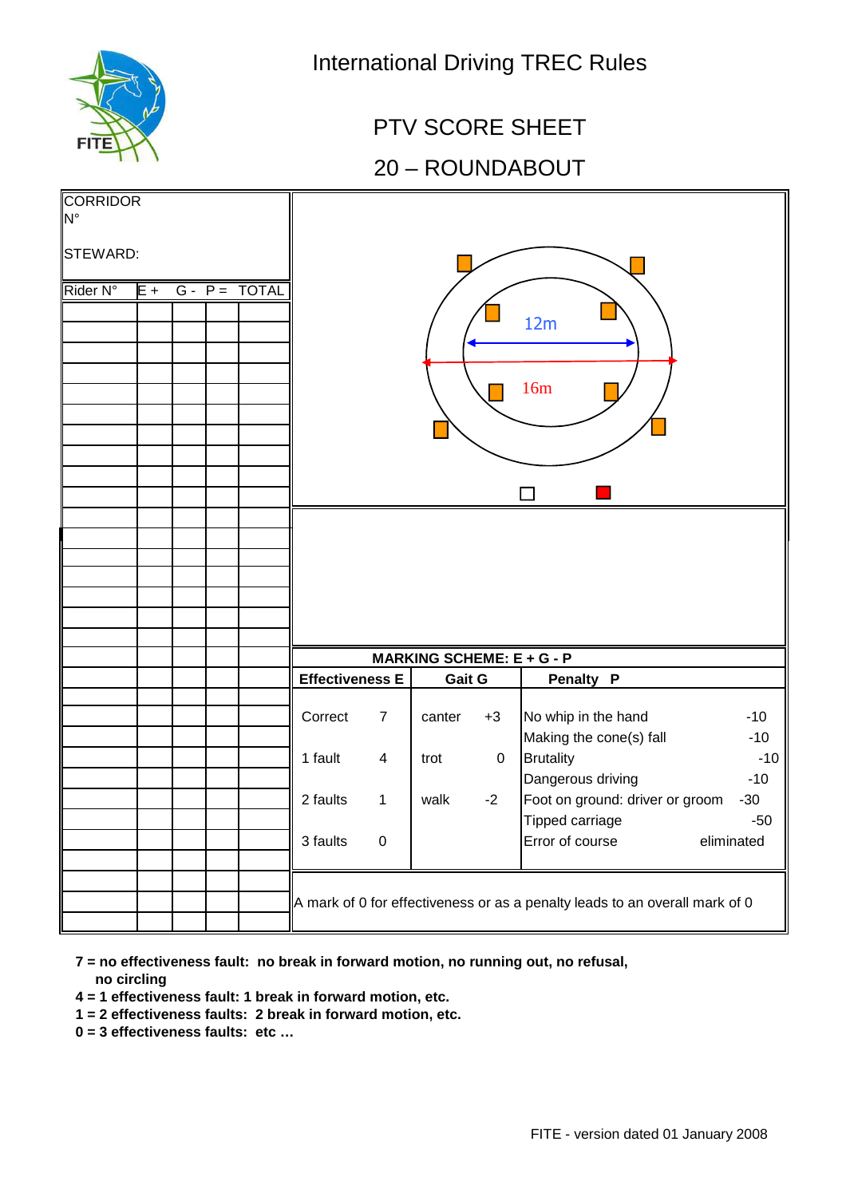# International Driving TREC Rules

## PTV SCORE SHEET

## 20 – ROUNDABOUT

CORRIDOR
N°

STEWARD:

| Rider N° | E + | G - | P = | TOTAL |
|---|---|---|---|---|
| | | | | |
| | | | | |
| | | | | |
| | | | | |
| | | | | |
| | | | | |
| | | | | |
| | | | | |
| | | | | |
| | | | | |
| | | | | |
| | | | | |
| | | | | |
| | | | | |
| | | | | |
| | | | | |
| | | | | |
| | | | | |
| | | | | |
| | | | | |
| | | | | |
| | | | | |
| | | | | |
| | | | | |
| | | | | |
| | | | | |
| | | | | |
| | | | | |
| | | | | |
| | | | | |
| | | | | |

12m

16m

**MARKING SCHEME: E + G - P**

| **Effectiveness E** | | **Gait G** | | **Penalty P** | |
|---|---|---|---|---|---|
| Correct | 7 | canter | +3 | No whip in the hand | -10 |
| | | | | Making the cone(s) fall | -10 |
| 1 fault | 4 | trot | 0 | Brutality | -10 |
| | | | | Dangerous driving | -10 |
| 2 faults | 1 | walk | -2 | Foot on ground: driver or groom | -30 |
| | | | | Tipped carriage | -50 |
| 3 faults | 0 | | | Error of course | eliminated |

A mark of 0 for effectiveness or as a penalty leads to an overall mark of 0

**7 = no effectiveness fault: no break in forward motion, no running out, no refusal, no circling**
**4 = 1 effectiveness fault: 1 break in forward motion, etc.**
**1 = 2 effectiveness faults: 2 break in forward motion, etc.**
**0 = 3 effectiveness faults: etc …**

FITE - version dated 01 January 2008